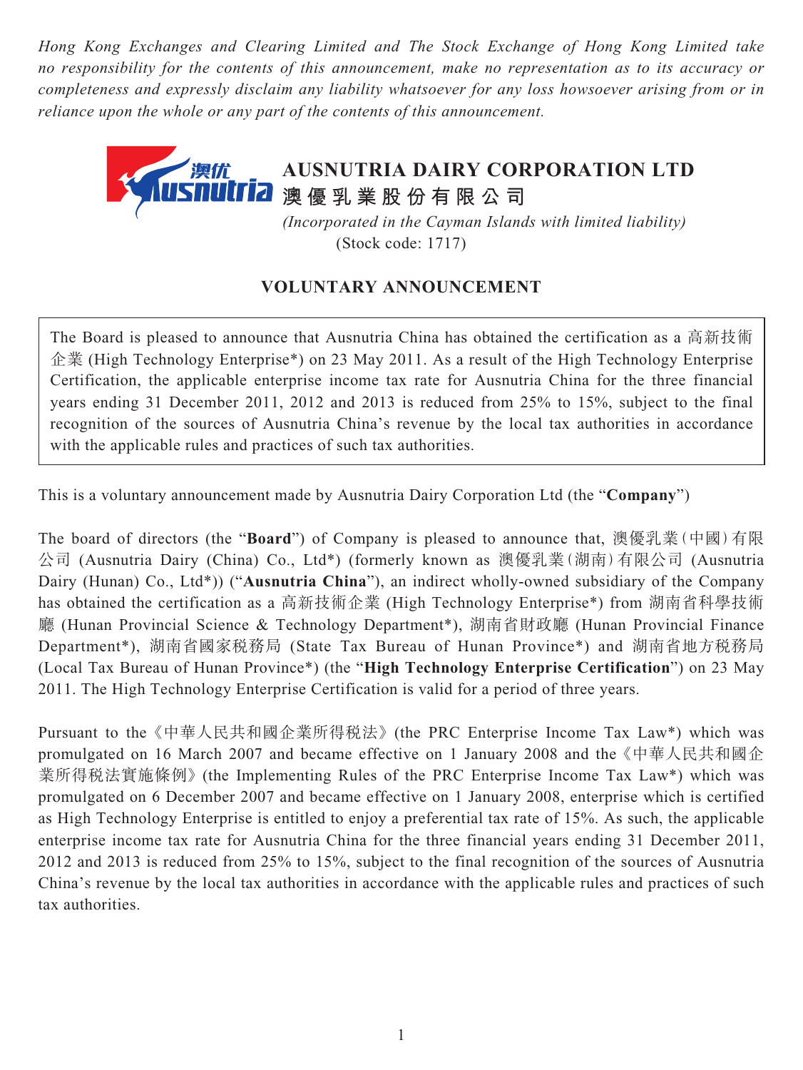*Hong Kong Exchanges and Clearing Limited and The Stock Exchange of Hong Kong Limited take no responsibility for the contents of this announcement, make no representation as to its accuracy or completeness and expressly disclaim any liability whatsoever for any loss howsoever arising from or in reliance upon the whole or any part of the contents of this announcement.*

# AUSNUTRIA DAIRY CORPORATION LTD
# 澳優乳業股份有限公司

*(Incorporated in the Cayman Islands with limited liability)*
(Stock code: 1717)

## VOLUNTARY ANNOUNCEMENT

The Board is pleased to announce that Ausnutria China has obtained the certification as a 高新技術企業 (High Technology Enterprise*) on 23 May 2011. As a result of the High Technology Enterprise Certification, the applicable enterprise income tax rate for Ausnutria China for the three financial years ending 31 December 2011, 2012 and 2013 is reduced from 25% to 15%, subject to the final recognition of the sources of Ausnutria China's revenue by the local tax authorities in accordance with the applicable rules and practices of such tax authorities.

This is a voluntary announcement made by Ausnutria Dairy Corporation Ltd (the "**Company**")

The board of directors (the "**Board**") of Company is pleased to announce that, 澳優乳業(中國)有限公司 (Ausnutria Dairy (China) Co., Ltd*) (formerly known as 澳優乳業(湖南)有限公司 (Ausnutria Dairy (Hunan) Co., Ltd*)) ("**Ausnutria China**"), an indirect wholly-owned subsidiary of the Company has obtained the certification as a 高新技術企業 (High Technology Enterprise*) from 湖南省科學技術廳 (Hunan Provincial Science & Technology Department*), 湖南省財政廳 (Hunan Provincial Finance Department*), 湖南省國家稅務局 (State Tax Bureau of Hunan Province*) and 湖南省地方稅務局 (Local Tax Bureau of Hunan Province*) (the "**High Technology Enterprise Certification**") on 23 May 2011. The High Technology Enterprise Certification is valid for a period of three years.

Pursuant to the《中華人民共和國企業所得稅法》(the PRC Enterprise Income Tax Law*) which was promulgated on 16 March 2007 and became effective on 1 January 2008 and the《中華人民共和國企業所得稅法實施條例》(the Implementing Rules of the PRC Enterprise Income Tax Law*) which was promulgated on 6 December 2007 and became effective on 1 January 2008, enterprise which is certified as High Technology Enterprise is entitled to enjoy a preferential tax rate of 15%. As such, the applicable enterprise income tax rate for Ausnutria China for the three financial years ending 31 December 2011, 2012 and 2013 is reduced from 25% to 15%, subject to the final recognition of the sources of Ausnutria China's revenue by the local tax authorities in accordance with the applicable rules and practices of such tax authorities.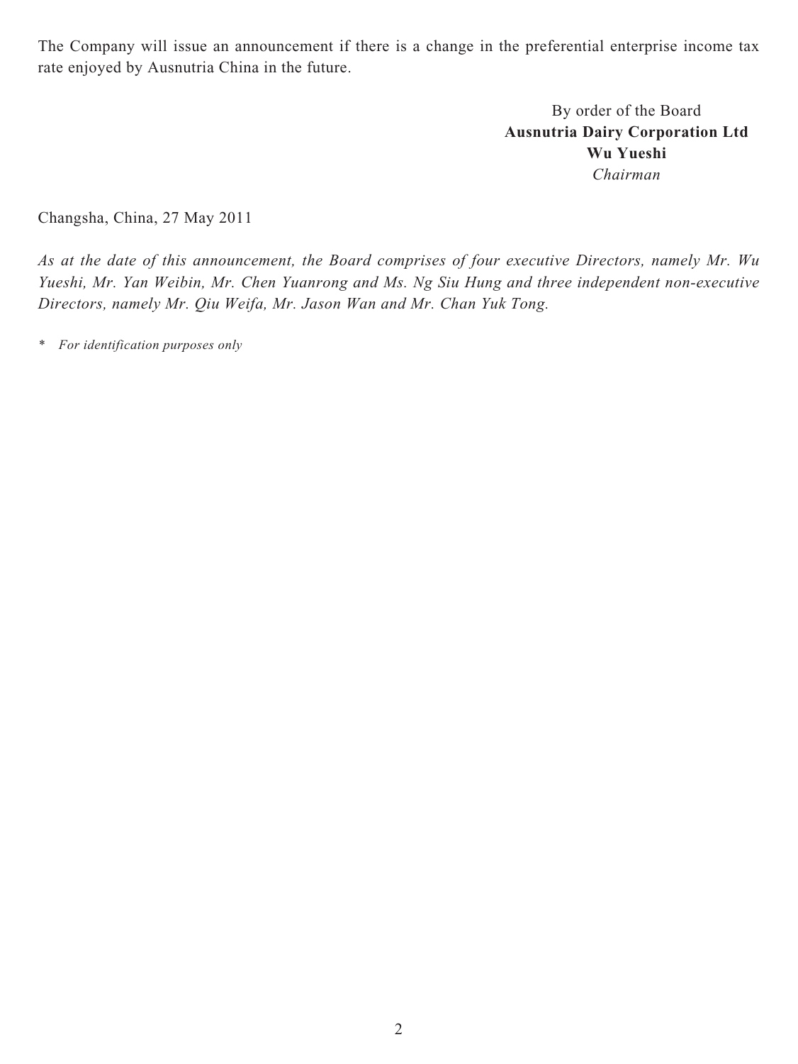The Company will issue an announcement if there is a change in the preferential enterprise income tax rate enjoyed by Ausnutria China in the future.

By order of the Board
**Ausnutria Dairy Corporation Ltd**
**Wu Yueshi**
*Chairman*

Changsha, China, 27 May 2011

*As at the date of this announcement, the Board comprises of four executive Directors, namely Mr. Wu Yueshi, Mr. Yan Weibin, Mr. Chen Yuanrong and Ms. Ng Siu Hung and three independent non-executive Directors, namely Mr. Qiu Weifa, Mr. Jason Wan and Mr. Chan Yuk Tong.*

* *For identification purposes only*